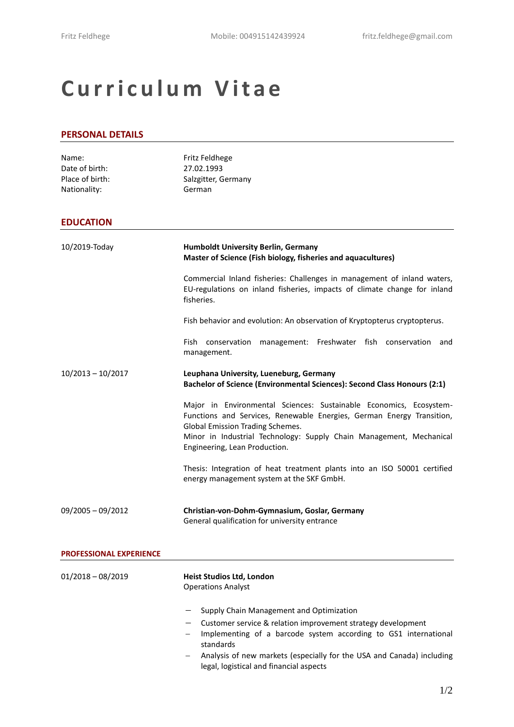Fritz Feldhege Mobile: 004915142439924 fritz.feldhege@gmail.com

# Curriculum Vitae

## PERSONAL DETAILS

| | |
|---|---|
| Name: | Fritz Feldhege |
| Date of birth: | 27.02.1993 |
| Place of birth: | Salzgitter, Germany |
| Nationality: | German |

## EDUCATION

**10/2019-Today**

**Humboldt University Berlin, Germany**
**Master of Science (Fish biology, fisheries and aquacultures)**

Commercial Inland fisheries: Challenges in management of inland waters, EU-regulations on inland fisheries, impacts of climate change for inland fisheries.

Fish behavior and evolution: An observation of Kryptopterus cryptopterus.

Fish conservation management: Freshwater fish conservation and management.

**10/2013 – 10/2017**

**Leuphana University, Lueneburg, Germany**
**Bachelor of Science (Environmental Sciences): Second Class Honours (2:1)**

Major in Environmental Sciences: Sustainable Economics, Ecosystem-Functions and Services, Renewable Energies, German Energy Transition, Global Emission Trading Schemes.
Minor in Industrial Technology: Supply Chain Management, Mechanical Engineering, Lean Production.

Thesis: Integration of heat treatment plants into an ISO 50001 certified energy management system at the SKF GmbH.

**09/2005 – 09/2012**

**Christian-von-Dohm-Gymnasium, Goslar, Germany**
General qualification for university entrance

## PROFESSIONAL EXPERIENCE

**01/2018 – 08/2019**

**Heist Studios Ltd, London**
Operations Analyst

- Supply Chain Management and Optimization
- Customer service & relation improvement strategy development
- Implementing of a barcode system according to GS1 international standards
- Analysis of new markets (especially for the USA and Canada) including legal, logistical and financial aspects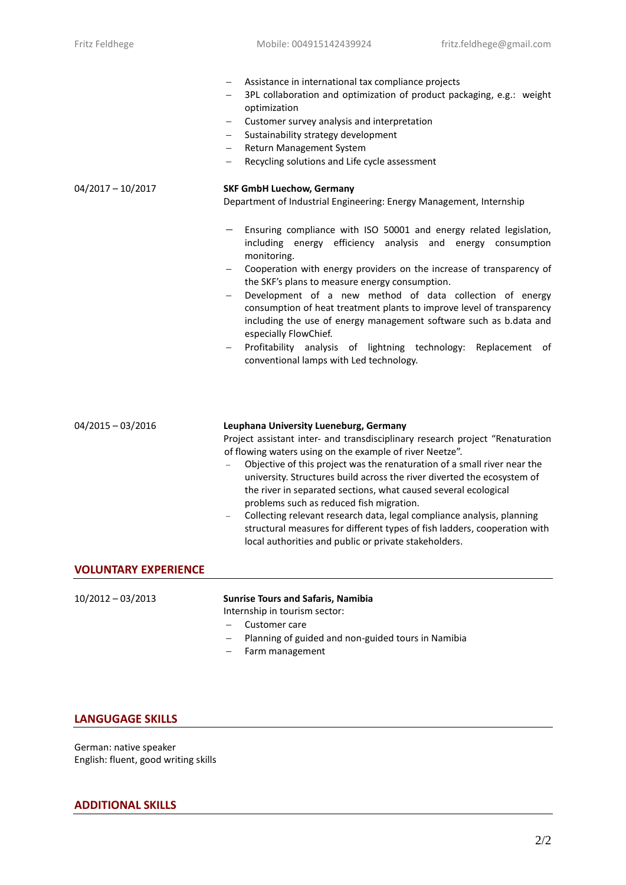- Assistance in international tax compliance projects
- 3PL collaboration and optimization of product packaging, e.g.: weight optimization
- Customer survey analysis and interpretation
- Sustainability strategy development
- Return Management System
- Recycling solutions and Life cycle assessment

04/2017 – 10/2017

**SKF GmbH Luechow, Germany**
Department of Industrial Engineering: Energy Management, Internship

- Ensuring compliance with ISO 50001 and energy related legislation, including energy efficiency analysis and energy consumption monitoring.
- Cooperation with energy providers on the increase of transparency of the SKF's plans to measure energy consumption.
- Development of a new method of data collection of energy consumption of heat treatment plants to improve level of transparency including the use of energy management software such as b.data and especially FlowChief.
- Profitability analysis of lightning technology: Replacement of conventional lamps with Led technology.

04/2015 – 03/2016

**Leuphana University Lueneburg, Germany**
Project assistant inter- and transdisciplinary research project "Renaturation of flowing waters using on the example of river Neetze".

- Objective of this project was the renaturation of a small river near the university. Structures build across the river diverted the ecosystem of the river in separated sections, what caused several ecological problems such as reduced fish migration.
- Collecting relevant research data, legal compliance analysis, planning structural measures for different types of fish ladders, cooperation with local authorities and public or private stakeholders.

## VOLUNTARY EXPERIENCE

10/2012 – 03/2013

**Sunrise Tours and Safaris, Namibia**
Internship in tourism sector:

- Customer care
- Planning of guided and non-guided tours in Namibia
- Farm management

## LANGUGAGE SKILLS

German: native speaker
English: fluent, good writing skills

## ADDITIONAL SKILLS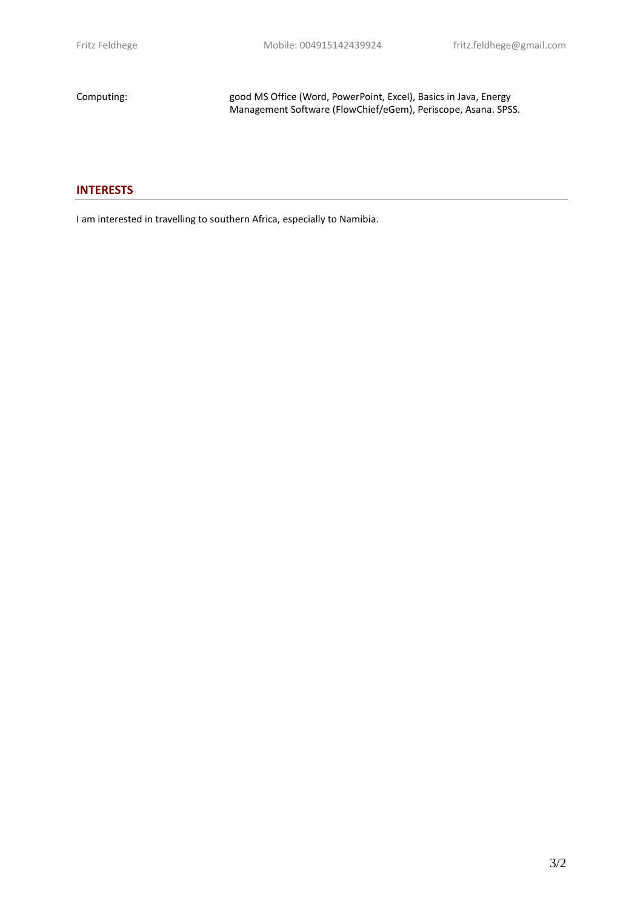| | |
|---|---|
| Computing: | good MS Office (Word, PowerPoint, Excel), Basics in Java, Energy Management Software (FlowChief/eGem), Periscope, Asana. SPSS. |

## INTERESTS

I am interested in travelling to southern Africa, especially to Namibia.